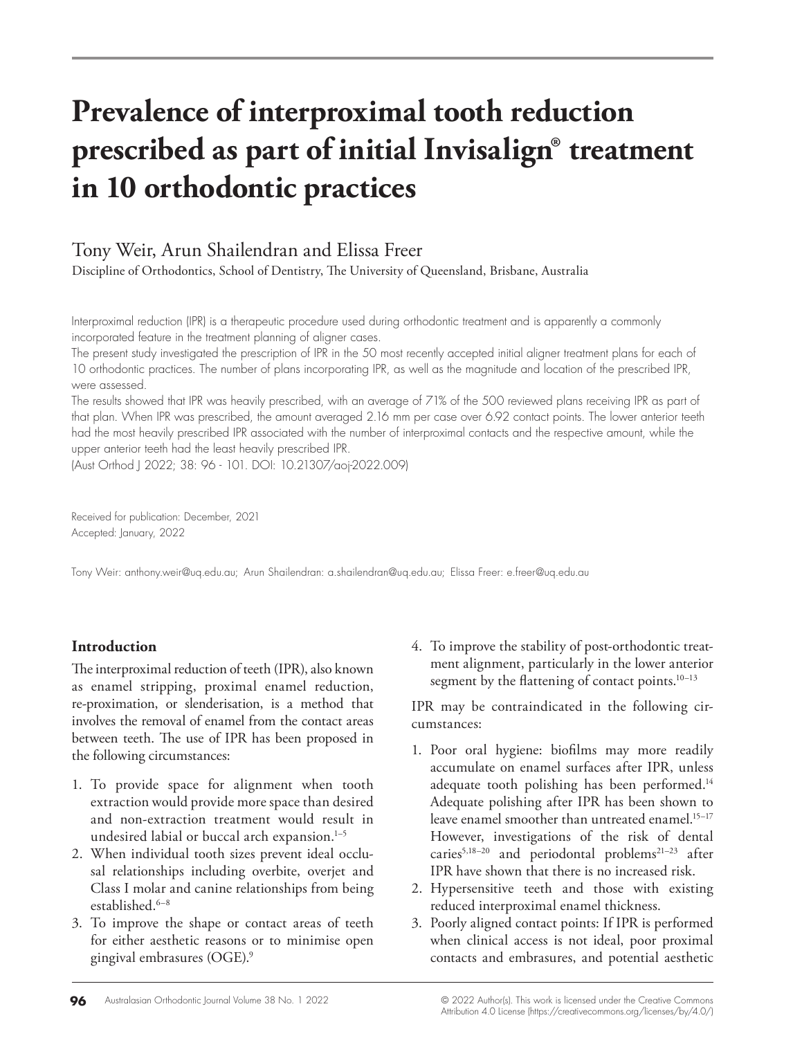# Prevalence of interproximal tooth reduction prescribed as part of initial Invisalign® treatment in 10 orthodontic practices

Tony Weir, Arun Shailendran and Elissa Freer

Discipline of Orthodontics, School of Dentistry, The University of Queensland, Brisbane, Australia

Interproximal reduction (IPR) is a therapeutic procedure used during orthodontic treatment and is apparently a commonly incorporated feature in the treatment planning of aligner cases.

The present study investigated the prescription of IPR in the 50 most recently accepted initial aligner treatment plans for each of 10 orthodontic practices. The number of plans incorporating IPR, as well as the magnitude and location of the prescribed IPR, were assessed.

The results showed that IPR was heavily prescribed, with an average of 71% of the 500 reviewed plans receiving IPR as part of that plan. When IPR was prescribed, the amount averaged 2.16 mm per case over 6.92 contact points. The lower anterior teeth had the most heavily prescribed IPR associated with the number of interproximal contacts and the respective amount, while the upper anterior teeth had the least heavily prescribed IPR.

(Aust Orthod J 2022; 38: 96 - 101. DOI: 10.21307/aoj-2022.009)

Received for publication: December, 2021
Accepted: January, 2022

Tony Weir: anthony.weir@uq.edu.au; Arun Shailendran: a.shailendran@uq.edu.au; Elissa Freer: e.freer@uq.edu.au

## Introduction

The interproximal reduction of teeth (IPR), also known as enamel stripping, proximal enamel reduction, re-proximation, or slenderisation, is a method that involves the removal of enamel from the contact areas between teeth. The use of IPR has been proposed in the following circumstances:

1. To provide space for alignment when tooth extraction would provide more space than desired and non-extraction treatment would result in undesired labial or buccal arch expansion.[1–5]
2. When individual tooth sizes prevent ideal occlusal relationships including overbite, overjet and Class I molar and canine relationships from being established.[6–8]
3. To improve the shape or contact areas of teeth for either aesthetic reasons or to minimise open gingival embrasures (OGE).[9]
4. To improve the stability of post-orthodontic treatment alignment, particularly in the lower anterior segment by the flattening of contact points.[10–13]

IPR may be contraindicated in the following circumstances:

1. Poor oral hygiene: biofilms may more readily accumulate on enamel surfaces after IPR, unless adequate tooth polishing has been performed.[14] Adequate polishing after IPR has been shown to leave enamel smoother than untreated enamel.[15–17] However, investigations of the risk of dental caries[5,18–20] and periodontal problems[21–23] after IPR have shown that there is no increased risk.
2. Hypersensitive teeth and those with existing reduced interproximal enamel thickness.
3. Poorly aligned contact points: If IPR is performed when clinical access is not ideal, poor proximal contacts and embrasures, and potential aesthetic

© 2022 Author(s). This work is licensed under the Creative Commons Attribution 4.0 License (https://creativecommons.org/licenses/by/4.0/)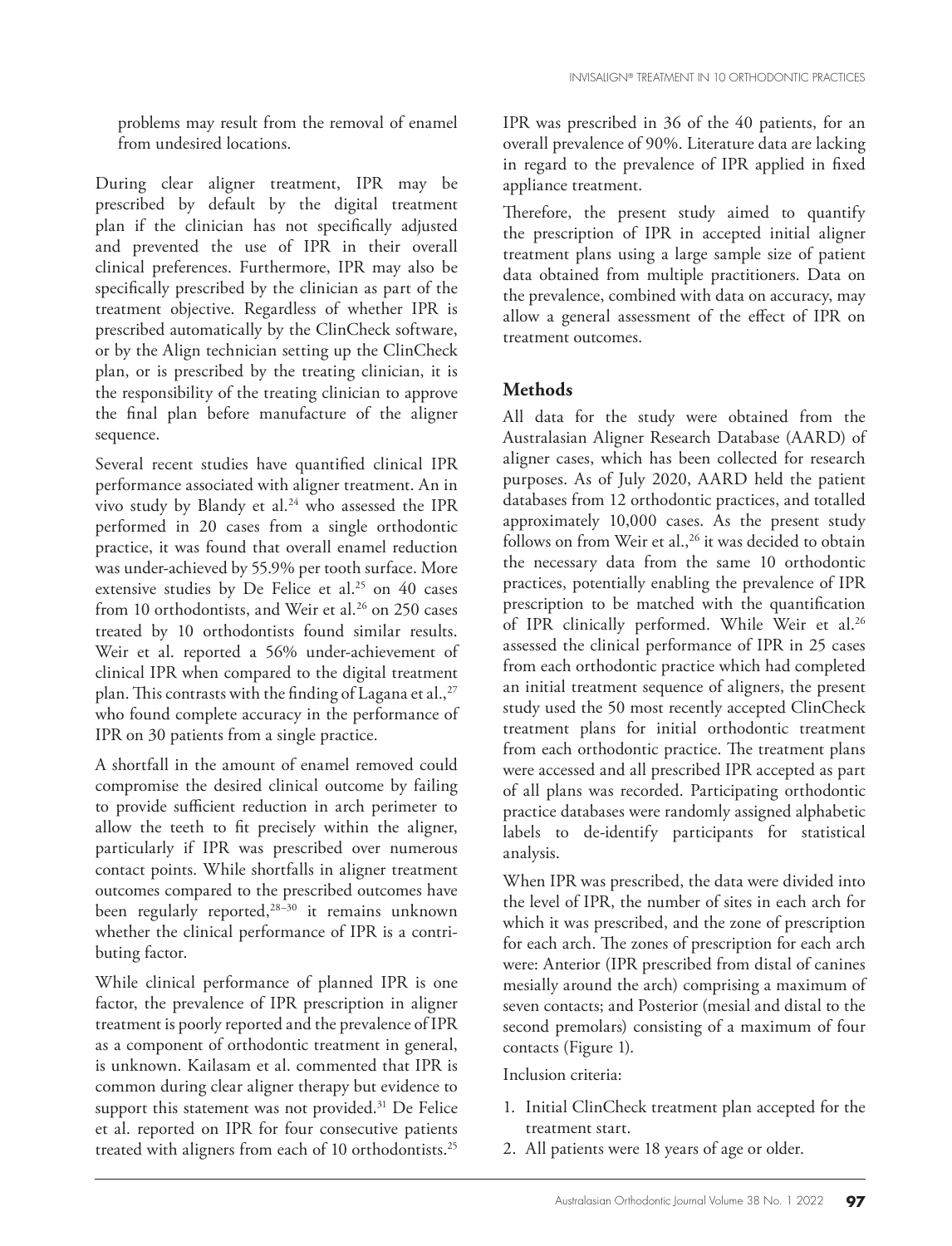problems may result from the removal of enamel from undesired locations.

During clear aligner treatment, IPR may be prescribed by default by the digital treatment plan if the clinician has not specifically adjusted and prevented the use of IPR in their overall clinical preferences. Furthermore, IPR may also be specifically prescribed by the clinician as part of the treatment objective. Regardless of whether IPR is prescribed automatically by the ClinCheck software, or by the Align technician setting up the ClinCheck plan, or is prescribed by the treating clinician, it is the responsibility of the treating clinician to approve the final plan before manufacture of the aligner sequence.

Several recent studies have quantified clinical IPR performance associated with aligner treatment. An in vivo study by Blandy et al.[24] who assessed the IPR performed in 20 cases from a single orthodontic practice, it was found that overall enamel reduction was under-achieved by 55.9% per tooth surface. More extensive studies by De Felice et al.[25] on 40 cases from 10 orthodontists, and Weir et al.[26] on 250 cases treated by 10 orthodontists found similar results. Weir et al. reported a 56% under-achievement of clinical IPR when compared to the digital treatment plan. This contrasts with the finding of Lagana et al.,[27] who found complete accuracy in the performance of IPR on 30 patients from a single practice.

A shortfall in the amount of enamel removed could compromise the desired clinical outcome by failing to provide sufficient reduction in arch perimeter to allow the teeth to fit precisely within the aligner, particularly if IPR was prescribed over numerous contact points. While shortfalls in aligner treatment outcomes compared to the prescribed outcomes have been regularly reported,[28–30] it remains unknown whether the clinical performance of IPR is a contributing factor.

While clinical performance of planned IPR is one factor, the prevalence of IPR prescription in aligner treatment is poorly reported and the prevalence of IPR as a component of orthodontic treatment in general, is unknown. Kailasam et al. commented that IPR is common during clear aligner therapy but evidence to support this statement was not provided.[31] De Felice et al. reported on IPR for four consecutive patients treated with aligners from each of 10 orthodontists.[25] IPR was prescribed in 36 of the 40 patients, for an overall prevalence of 90%. Literature data are lacking in regard to the prevalence of IPR applied in fixed appliance treatment.

Therefore, the present study aimed to quantify the prescription of IPR in accepted initial aligner treatment plans using a large sample size of patient data obtained from multiple practitioners. Data on the prevalence, combined with data on accuracy, may allow a general assessment of the effect of IPR on treatment outcomes.

## Methods

All data for the study were obtained from the Australasian Aligner Research Database (AARD) of aligner cases, which has been collected for research purposes. As of July 2020, AARD held the patient databases from 12 orthodontic practices, and totalled approximately 10,000 cases. As the present study follows on from Weir et al.,[26] it was decided to obtain the necessary data from the same 10 orthodontic practices, potentially enabling the prevalence of IPR prescription to be matched with the quantification of IPR clinically performed. While Weir et al.[26] assessed the clinical performance of IPR in 25 cases from each orthodontic practice which had completed an initial treatment sequence of aligners, the present study used the 50 most recently accepted ClinCheck treatment plans for initial orthodontic treatment from each orthodontic practice. The treatment plans were accessed and all prescribed IPR accepted as part of all plans was recorded. Participating orthodontic practice databases were randomly assigned alphabetic labels to de-identify participants for statistical analysis.

When IPR was prescribed, the data were divided into the level of IPR, the number of sites in each arch for which it was prescribed, and the zone of prescription for each arch. The zones of prescription for each arch were: Anterior (IPR prescribed from distal of canines mesially around the arch) comprising a maximum of seven contacts; and Posterior (mesial and distal to the second premolars) consisting of a maximum of four contacts (Figure 1).

Inclusion criteria:

1. Initial ClinCheck treatment plan accepted for the treatment start.
2. All patients were 18 years of age or older.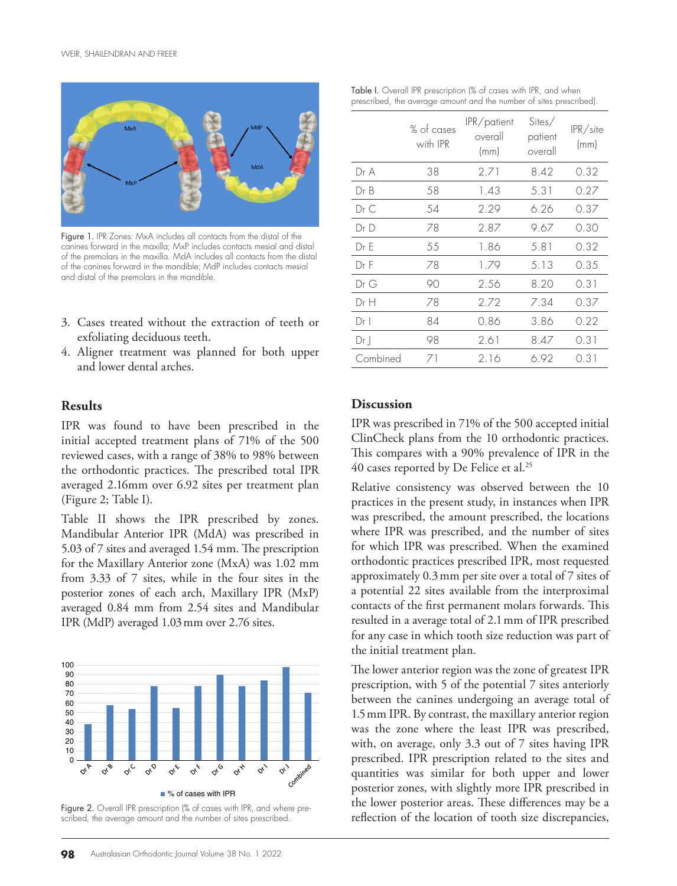Figure 1. IPR Zones: MxA includes all contacts from the distal of the canines forward in the maxilla; MxP includes contacts mesial and distal of the premolars in the maxilla. MdA includes all contacts from the distal of the canines forward in the mandible; MdP includes contacts mesial and distal of the premolars in the mandible.

3. Cases treated without the extraction of teeth or exfoliating deciduous teeth.
4. Aligner treatment was planned for both upper and lower dental arches.

## Results

IPR was found to have been prescribed in the initial accepted treatment plans of 71% of the 500 reviewed cases, with a range of 38% to 98% between the orthodontic practices. The prescribed total IPR averaged 2.16mm over 6.92 sites per treatment plan (Figure 2; Table I).

Table II shows the IPR prescribed by zones. Mandibular Anterior IPR (MdA) was prescribed in 5.03 of 7 sites and averaged 1.54 mm. The prescription for the Maxillary Anterior zone (MxA) was 1.02 mm from 3.33 of 7 sites, while in the four sites in the posterior zones of each arch, Maxillary IPR (MxP) averaged 0.84 mm from 2.54 sites and Mandibular IPR (MdP) averaged 1.03 mm over 2.76 sites.

Figure 2. Overall IPR prescription (% of cases with IPR, and where prescribed, the average amount and the number of sites prescribed.

Table I. Overall IPR prescription (% of cases with IPR, and when prescribed, the average amount and the number of sites prescribed).

| | % of cases with IPR | IPR/patient overall (mm) | Sites/ patient overall | IPR/site (mm) |
|---|---|---|---|---|
| Dr A | 38 | 2.71 | 8.42 | 0.32 |
| Dr B | 58 | 1.43 | 5.31 | 0.27 |
| Dr C | 54 | 2.29 | 6.26 | 0.37 |
| Dr D | 78 | 2.87 | 9.67 | 0.30 |
| Dr E | 55 | 1.86 | 5.81 | 0.32 |
| Dr F | 78 | 1.79 | 5.13 | 0.35 |
| Dr G | 90 | 2.56 | 8.20 | 0.31 |
| Dr H | 78 | 2.72 | 7.34 | 0.37 |
| Dr I | 84 | 0.86 | 3.86 | 0.22 |
| Dr J | 98 | 2.61 | 8.47 | 0.31 |
| Combined | 71 | 2.16 | 6.92 | 0.31 |

## Discussion

IPR was prescribed in 71% of the 500 accepted initial ClinCheck plans from the 10 orthodontic practices. This compares with a 90% prevalence of IPR in the 40 cases reported by De Felice et al.[25]

Relative consistency was observed between the 10 practices in the present study, in instances when IPR was prescribed, the amount prescribed, the locations where IPR was prescribed, and the number of sites for which IPR was prescribed. When the examined orthodontic practices prescribed IPR, most requested approximately 0.3 mm per site over a total of 7 sites of a potential 22 sites available from the interproximal contacts of the first permanent molars forwards. This resulted in a average total of 2.1 mm of IPR prescribed for any case in which tooth size reduction was part of the initial treatment plan.

The lower anterior region was the zone of greatest IPR prescription, with 5 of the potential 7 sites anteriorly between the canines undergoing an average total of 1.5 mm IPR. By contrast, the maxillary anterior region was the zone where the least IPR was prescribed, with, on average, only 3.3 out of 7 sites having IPR prescribed. IPR prescription related to the sites and quantities was similar for both upper and lower posterior zones, with slightly more IPR prescribed in the lower posterior areas. These differences may be a reflection of the location of tooth size discrepancies,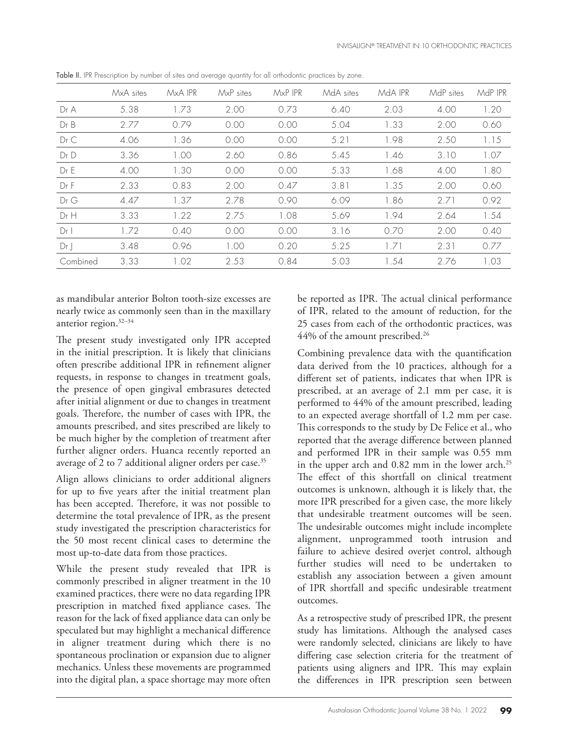Table II. IPR Prescription by number of sites and average quantity for all orthodontic practices by zone.

| | MxA sites | MxA IPR | MxP sites | MxP IPR | MdA sites | MdA IPR | MdP sites | MdP IPR |
|---|---|---|---|---|---|---|---|---|
| Dr A | 5.38 | 1.73 | 2.00 | 0.73 | 6.40 | 2.03 | 4.00 | 1.20 |
| Dr B | 2.77 | 0.79 | 0.00 | 0.00 | 5.04 | 1.33 | 2.00 | 0.60 |
| Dr C | 4.06 | 1.36 | 0.00 | 0.00 | 5.21 | 1.98 | 2.50 | 1.15 |
| Dr D | 3.36 | 1.00 | 2.60 | 0.86 | 5.45 | 1.46 | 3.10 | 1.07 |
| Dr E | 4.00 | 1.30 | 0.00 | 0.00 | 5.33 | 1.68 | 4.00 | 1.80 |
| Dr F | 2.33 | 0.83 | 2.00 | 0.47 | 3.81 | 1.35 | 2.00 | 0.60 |
| Dr G | 4.47 | 1.37 | 2.78 | 0.90 | 6.09 | 1.86 | 2.71 | 0.92 |
| Dr H | 3.33 | 1.22 | 2.75 | 1.08 | 5.69 | 1.94 | 2.64 | 1.54 |
| Dr I | 1.72 | 0.40 | 0.00 | 0.00 | 3.16 | 0.70 | 2.00 | 0.40 |
| Dr J | 3.48 | 0.96 | 1.00 | 0.20 | 5.25 | 1.71 | 2.31 | 0.77 |
| Combined | 3.33 | 1.02 | 2.53 | 0.84 | 5.03 | 1.54 | 2.76 | 1.03 |

as mandibular anterior Bolton tooth-size excesses are nearly twice as commonly seen than in the maxillary anterior region.[32–34]

The present study investigated only IPR accepted in the initial prescription. It is likely that clinicians often prescribe additional IPR in refinement aligner requests, in response to changes in treatment goals, the presence of open gingival embrasures detected after initial alignment or due to changes in treatment goals. Therefore, the number of cases with IPR, the amounts prescribed, and sites prescribed are likely to be much higher by the completion of treatment after further aligner orders. Huanca recently reported an average of 2 to 7 additional aligner orders per case.[35]

Align allows clinicians to order additional aligners for up to five years after the initial treatment plan has been accepted. Therefore, it was not possible to determine the total prevalence of IPR, as the present study investigated the prescription characteristics for the 50 most recent clinical cases to determine the most up-to-date data from those practices.

While the present study revealed that IPR is commonly prescribed in aligner treatment in the 10 examined practices, there were no data regarding IPR prescription in matched fixed appliance cases. The reason for the lack of fixed appliance data can only be speculated but may highlight a mechanical difference in aligner treatment during which there is no spontaneous proclination or expansion due to aligner mechanics. Unless these movements are programmed into the digital plan, a space shortage may more often be reported as IPR. The actual clinical performance of IPR, related to the amount of reduction, for the 25 cases from each of the orthodontic practices, was 44% of the amount prescribed.[26]

Combining prevalence data with the quantification data derived from the 10 practices, although for a different set of patients, indicates that when IPR is prescribed, at an average of 2.1 mm per case, it is performed to 44% of the amount prescribed, leading to an expected average shortfall of 1.2 mm per case. This corresponds to the study by De Felice et al., who reported that the average difference between planned and performed IPR in their sample was 0.55 mm in the upper arch and 0.82 mm in the lower arch.[25] The effect of this shortfall on clinical treatment outcomes is unknown, although it is likely that, the more IPR prescribed for a given case, the more likely that undesirable treatment outcomes will be seen. The undesirable outcomes might include incomplete alignment, unprogrammed tooth intrusion and failure to achieve desired overjet control, although further studies will need to be undertaken to establish any association between a given amount of IPR shortfall and specific undesirable treatment outcomes.

As a retrospective study of prescribed IPR, the present study has limitations. Although the analysed cases were randomly selected, clinicians are likely to have differing case selection criteria for the treatment of patients using aligners and IPR. This may explain the differences in IPR prescription seen between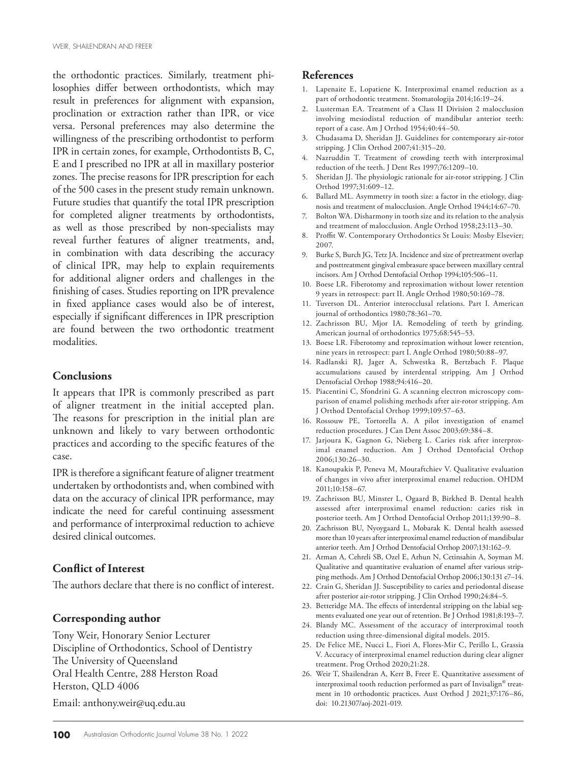the orthodontic practices. Similarly, treatment philosophies differ between orthodontists, which may result in preferences for alignment with expansion, proclination or extraction rather than IPR, or vice versa. Personal preferences may also determine the willingness of the prescribing orthodontist to perform IPR in certain zones, for example, Orthodontists B, C, E and I prescribed no IPR at all in maxillary posterior zones. The precise reasons for IPR prescription for each of the 500 cases in the present study remain unknown. Future studies that quantify the total IPR prescription for completed aligner treatments by orthodontists, as well as those prescribed by non-specialists may reveal further features of aligner treatments, and, in combination with data describing the accuracy of clinical IPR, may help to explain requirements for additional aligner orders and challenges in the finishing of cases. Studies reporting on IPR prevalence in fixed appliance cases would also be of interest, especially if significant differences in IPR prescription are found between the two orthodontic treatment modalities.

## Conclusions

It appears that IPR is commonly prescribed as part of aligner treatment in the initial accepted plan. The reasons for prescription in the initial plan are unknown and likely to vary between orthodontic practices and according to the specific features of the case.

IPR is therefore a significant feature of aligner treatment undertaken by orthodontists and, when combined with data on the accuracy of clinical IPR performance, may indicate the need for careful continuing assessment and performance of interproximal reduction to achieve desired clinical outcomes.

## Conflict of Interest

The authors declare that there is no conflict of interest.

## Corresponding author

Tony Weir, Honorary Senior Lecturer
Discipline of Orthodontics, School of Dentistry
The University of Queensland
Oral Health Centre, 288 Herston Road
Herston, QLD 4006

Email: anthony.weir@uq.edu.au

## References

1. Lapenaite E, Lopatiene K. Interproximal enamel reduction as a part of orthodontic treatment. Stomatologija 2014;16:19–24.
2. Lusterman EA. Treatment of a Class II Division 2 malocclusion involving mesiodistal reduction of mandibular anterior teeth: report of a case. Am J Orthod 1954;40:44–50.
3. Chudasama D, Sheridan JJ. Guidelines for contemporary air-rotor stripping. J Clin Orthod 2007;41:315–20.
4. Nazruddin T. Treatment of crowding teeth with interproximal reduction of the teeth. J Dent Res 1997;76:1209–10.
5. Sheridan JJ. The physiologic rationale for air-rotor stripping. J Clin Orthod 1997;31:609–12.
6. Ballard ML. Asymmetry in tooth size: a factor in the etiology, diagnosis and treatment of malocclusion. Angle Orthod 1944;14:67–70.
7. Bolton WA. Disharmony in tooth size and its relation to the analysis and treatment of malocclusion. Angle Orthod 1958;23:113–30.
8. Proffit W. Contemporary Orthodontics St Louis: Mosby Elsevier; 2007.
9. Burke S, Burch JG, Tetz JA. Incidence and size of pretreatment overlap and posttreatment gingival embrasure space between maxillary central incisors. Am J Orthod Dentofacial Orthop 1994;105:506–11.
10. Boese LR. Fiberotomy and reproximation without lower retention 9 years in retrospect: part II. Angle Orthod 1980;50:169–78.
11. Tuverson DL. Anterior interocclusal relations. Part I. American journal of orthodontics 1980;78:361–70.
12. Zachrisson BU, Mjor IA. Remodeling of teeth by grinding. American journal of orthodontics 1975;68:545–53.
13. Boese LR. Fiberotomy and reproximation without lower retention, nine years in retrospect: part I. Angle Orthod 1980;50:88–97.
14. Radlanski RJ, Jager A, Schwestka R, Bertzbach F. Plaque accumulations caused by interdental stripping. Am J Orthod Dentofacial Orthop 1988;94:416–20.
15. Piacentini C, Sfondrini G. A scanning electron microscopy comparison of enamel polishing methods after air-rotor stripping. Am J Orthod Dentofacial Orthop 1999;109:57–63.
16. Rossouw PE, Tortorella A. A pilot investigation of enamel reduction procedures. J Can Dent Assoc 2003;69:384–8.
17. Jarjoura K, Gagnon G, Nieberg L. Caries risk after interproximal enamel reduction. Am J Orthod Dentofacial Orthop 2006;130:26–30.
18. Kanoupakis P, Peneva M, Moutaftchiev V. Qualitative evaluation of changes in vivo after interproximal enamel reduction. OHDM 2011;10:158–67.
19. Zachrisson BU, Minster L, Ogaard B, Birkhed B. Dental health assessed after interproximal enamel reduction: caries risk in posterior teeth. Am J Orthod Dentofacial Orthop 2011;139:90–8.
20. Zachrisson BU, Nyoygaard L, Mobarak K. Dental health assessed more than 10 years after interproximal enamel reduction of mandibular anterior teeth. Am J Orthod Dentofacial Orthop 2007;131:162–9.
21. Arman A, Cehreli SB, Ozel E, Arhun N, Cetinsahin A, Soyman M. Qualitative and quantitative evaluation of enamel after various stripping methods. Am J Orthod Dentofacial Orthop 2006;130:131 e7–14.
22. Crain G, Sheridan JJ. Susceptibility to caries and periodontal disease after posterior air-rotor stripping. J Clin Orthod 1990;24:84–5.
23. Betteridge MA. The effects of interdental stripping on the labial segments evaluated one year out of retention. Br J Orthod 1981;8:193–7.
24. Blandy MC. Assessment of the accuracy of interproximal tooth reduction using three-dimensional digital models. 2015.
25. De Felice ME, Nucci L, Fiori A, Flores-Mir C, Perillo L, Grassia V. Accuracy of interproximal enamel reduction during clear aligner treatment. Prog Orthod 2020;21:28.
26. Weir T, Shailendran A, Kerr B, Freer E. Quantitative assessment of interproximal tooth reduction performed as part of Invisalign® treatment in 10 orthodontic practices. Aust Orthod J 2021;37:176–86, doi: 10.21307/aoj-2021-019.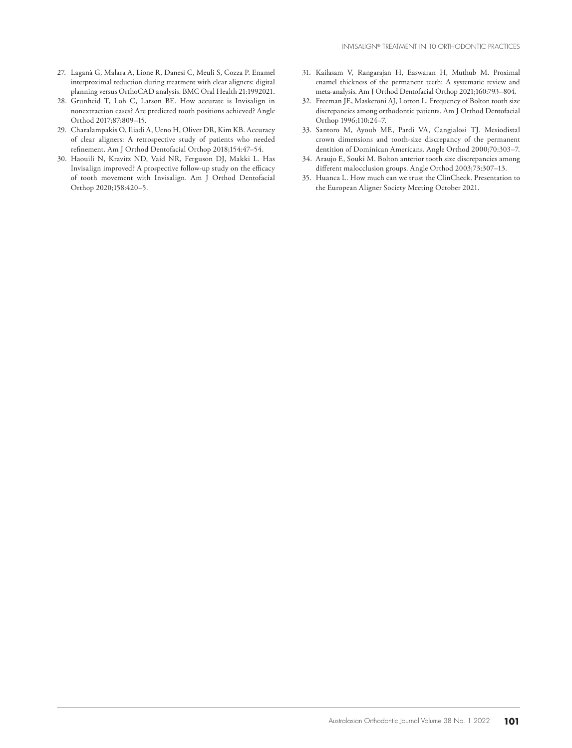27. Laganà G, Malara A, Lione R, Danesi C, Meuli S, Cozza P. Enamel interproximal reduction during treatment with clear aligners: digital planning versus OrthoCAD analysis. BMC Oral Health 21:1992021.
28. Grunheid T, Loh C, Larson BE. How accurate is Invisalign in nonextraction cases? Are predicted tooth positions achieved? Angle Orthod 2017;87:809–15.
29. Charalampakis O, Iliadi A, Ueno H, Oliver DR, Kim KB. Accuracy of clear aligners: A retrospective study of patients who needed refinement. Am J Orthod Dentofacial Orthop 2018;154:47–54.
30. Haouili N, Kravitz ND, Vaid NR, Ferguson DJ, Makki L. Has Invisalign improved? A prospective follow-up study on the efficacy of tooth movement with Invisalign. Am J Orthod Dentofacial Orthop 2020;158:420–5.
31. Kailasam V, Rangarajan H, Easwaran H, Muthub M. Proximal enamel thickness of the permanent teeth: A systematic review and meta-analysis. Am J Orthod Dentofacial Orthop 2021;160:793–804.
32. Freeman JE, Maskeroni AJ, Lorton L. Frequency of Bolton tooth size discrepancies among orthodontic patients. Am J Orthod Dentofacial Orthop 1996;110:24–7.
33. Santoro M, Ayoub ME, Pardi VA, Cangialosi TJ. Mesiodistal crown dimensions and tooth-size discrepancy of the permanent dentition of Dominican Americans. Angle Orthod 2000;70:303–7.
34. Araujo E, Souki M. Bolton anterior tooth size discrepancies among different malocclusion groups. Angle Orthod 2003;73:307–13.
35. Huanca L. How much can we trust the ClinCheck. Presentation to the European Aligner Society Meeting October 2021.